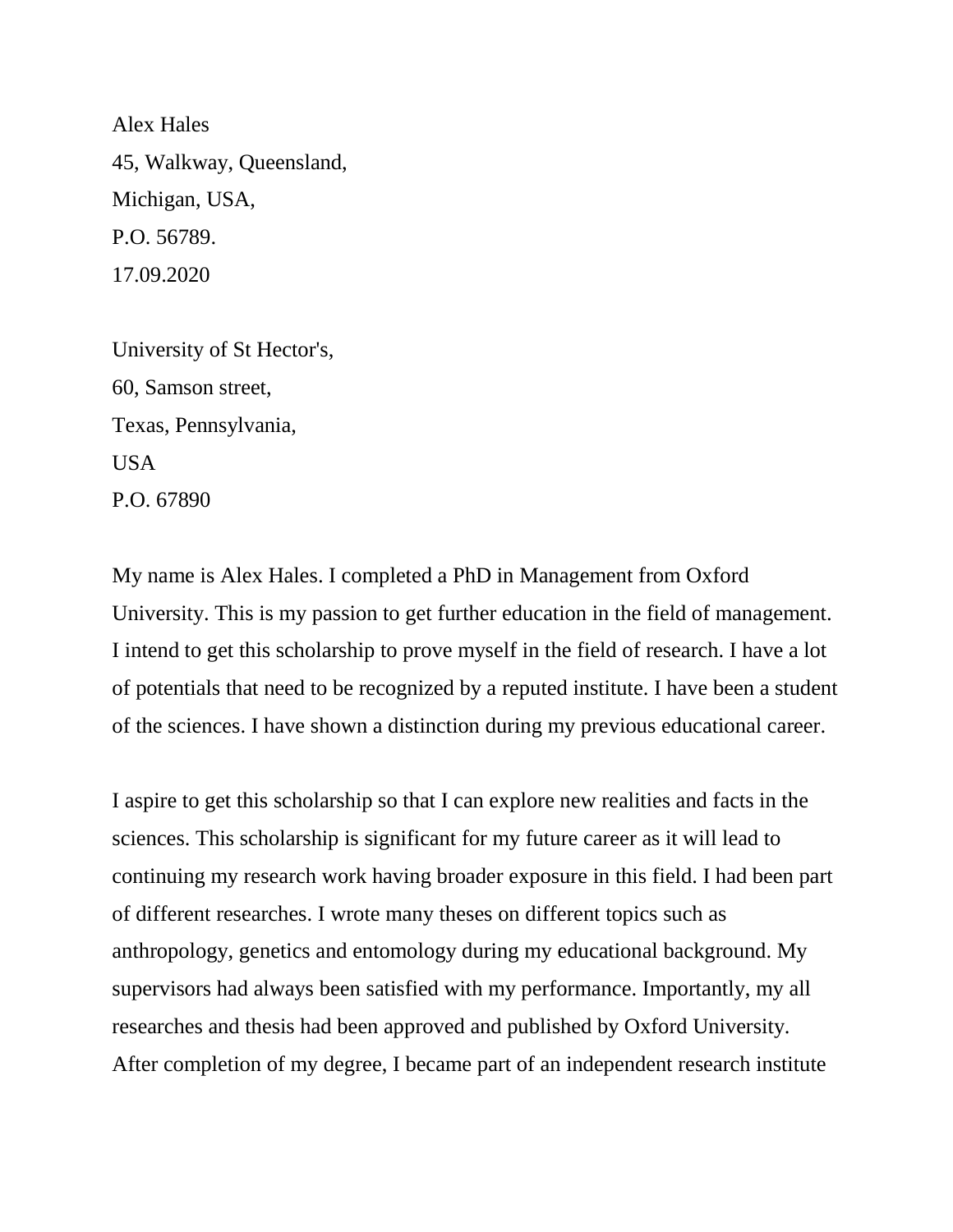Alex Hales
45, Walkway, Queensland,
Michigan, USA,
P.O. 56789.
17.09.2020

University of St Hector's,
60, Samson street,
Texas, Pennsylvania,
USA
P.O. 67890

My name is Alex Hales. I completed a PhD in Management from Oxford University. This is my passion to get further education in the field of management. I intend to get this scholarship to prove myself in the field of research. I have a lot of potentials that need to be recognized by a reputed institute. I have been a student of the sciences. I have shown a distinction during my previous educational career.

I aspire to get this scholarship so that I can explore new realities and facts in the sciences. This scholarship is significant for my future career as it will lead to continuing my research work having broader exposure in this field. I had been part of different researches. I wrote many theses on different topics such as anthropology, genetics and entomology during my educational background. My supervisors had always been satisfied with my performance. Importantly, my all researches and thesis had been approved and published by Oxford University. After completion of my degree, I became part of an independent research institute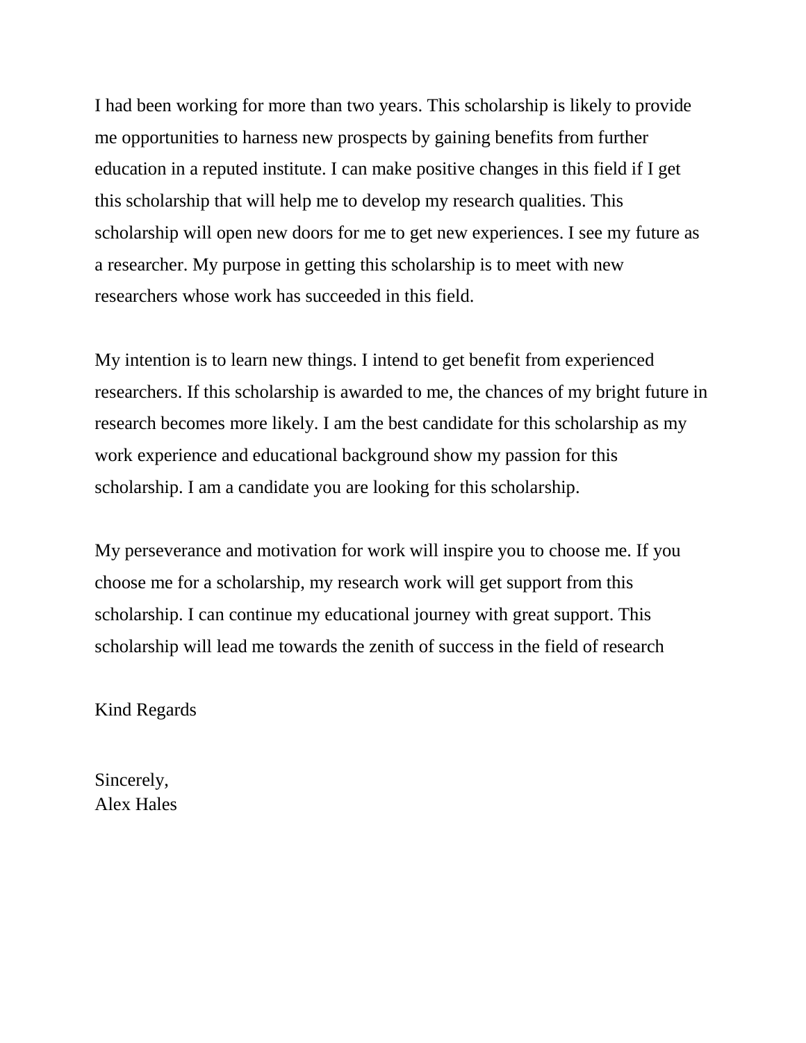I had been working for more than two years. This scholarship is likely to provide me opportunities to harness new prospects by gaining benefits from further education in a reputed institute. I can make positive changes in this field if I get this scholarship that will help me to develop my research qualities. This scholarship will open new doors for me to get new experiences. I see my future as a researcher. My purpose in getting this scholarship is to meet with new researchers whose work has succeeded in this field.

My intention is to learn new things. I intend to get benefit from experienced researchers. If this scholarship is awarded to me, the chances of my bright future in research becomes more likely. I am the best candidate for this scholarship as my work experience and educational background show my passion for this scholarship. I am a candidate you are looking for this scholarship.

My perseverance and motivation for work will inspire you to choose me. If you choose me for a scholarship, my research work will get support from this scholarship. I can continue my educational journey with great support. This scholarship will lead me towards the zenith of success in the field of research

Kind Regards

Sincerely,
Alex Hales